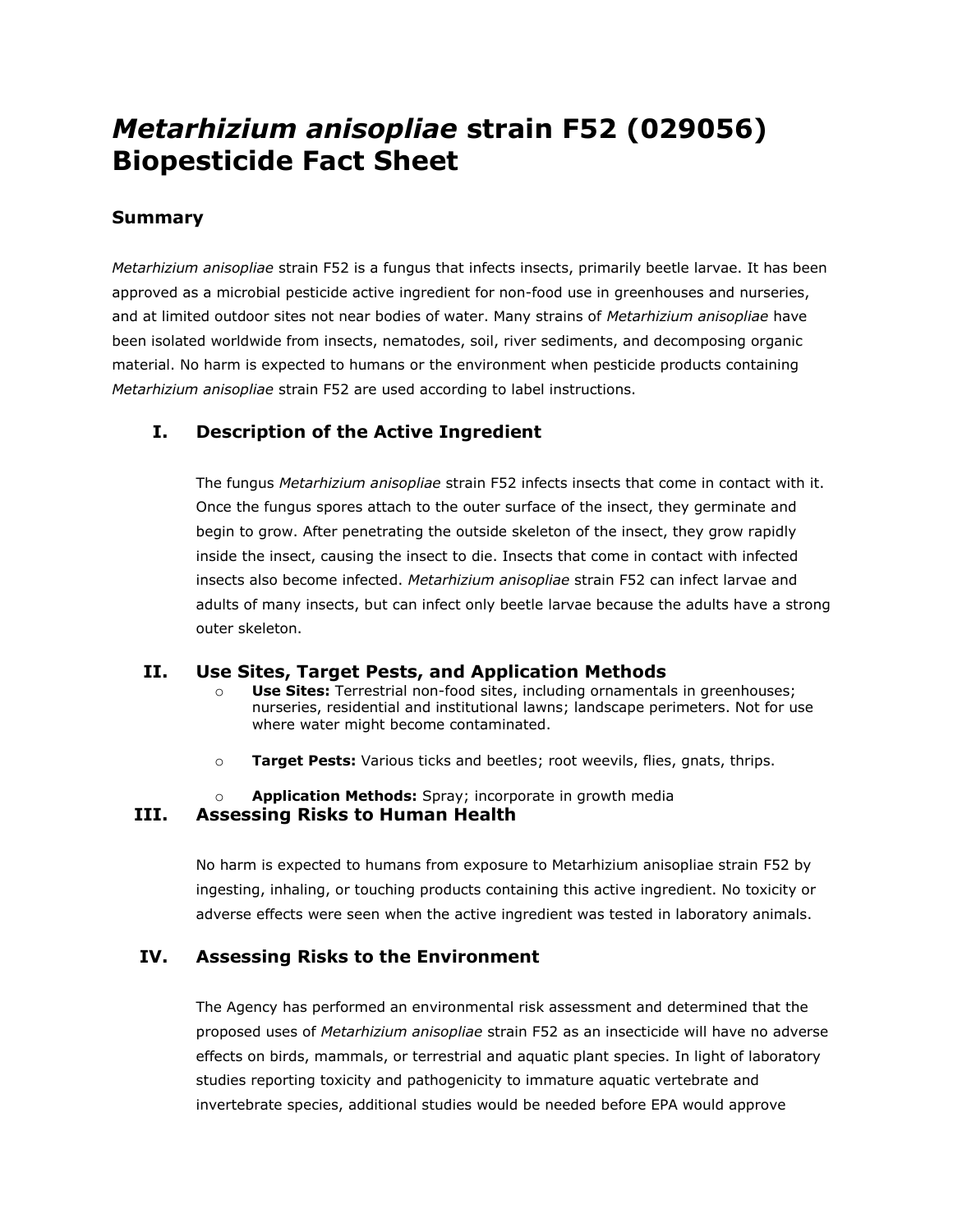# *Metarhizium anisopliae* strain F52 (029056) Biopesticide Fact Sheet

## Summary

*Metarhizium anisopliae* strain F52 is a fungus that infects insects, primarily beetle larvae. It has been approved as a microbial pesticide active ingredient for non-food use in greenhouses and nurseries, and at limited outdoor sites not near bodies of water. Many strains of *Metarhizium anisopliae* have been isolated worldwide from insects, nematodes, soil, river sediments, and decomposing organic material. No harm is expected to humans or the environment when pesticide products containing *Metarhizium anisopliae* strain F52 are used according to label instructions.

### I. Description of the Active Ingredient

The fungus *Metarhizium anisopliae* strain F52 infects insects that come in contact with it. Once the fungus spores attach to the outer surface of the insect, they germinate and begin to grow. After penetrating the outside skeleton of the insect, they grow rapidly inside the insect, causing the insect to die. Insects that come in contact with infected insects also become infected. *Metarhizium anisopliae* strain F52 can infect larvae and adults of many insects, but can infect only beetle larvae because the adults have a strong outer skeleton.

### II. Use Sites, Target Pests, and Application Methods

- **Use Sites:** Terrestrial non-food sites, including ornamentals in greenhouses; nurseries, residential and institutional lawns; landscape perimeters. Not for use where water might become contaminated.
- **Target Pests:** Various ticks and beetles; root weevils, flies, gnats, thrips.
- **Application Methods:** Spray; incorporate in growth media

### III. Assessing Risks to Human Health

No harm is expected to humans from exposure to Metarhizium anisopliae strain F52 by ingesting, inhaling, or touching products containing this active ingredient. No toxicity or adverse effects were seen when the active ingredient was tested in laboratory animals.

### IV. Assessing Risks to the Environment

The Agency has performed an environmental risk assessment and determined that the proposed uses of *Metarhizium anisopliae* strain F52 as an insecticide will have no adverse effects on birds, mammals, or terrestrial and aquatic plant species. In light of laboratory studies reporting toxicity and pathogenicity to immature aquatic vertebrate and invertebrate species, additional studies would be needed before EPA would approve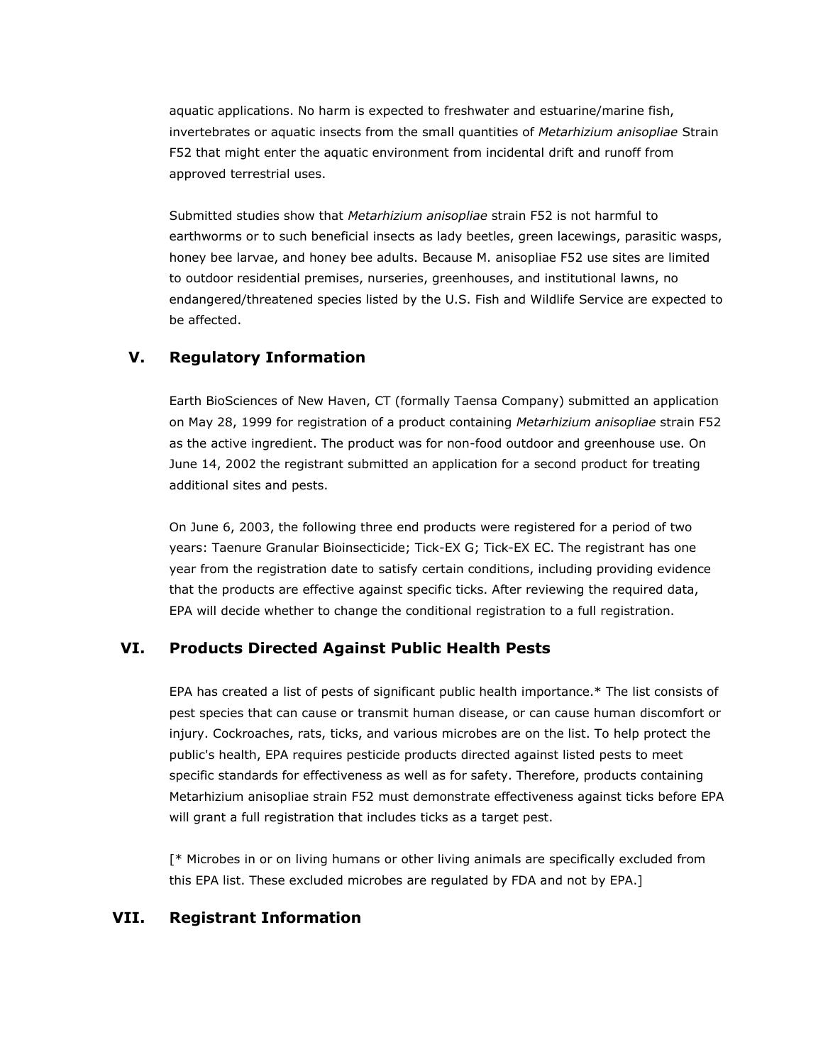aquatic applications. No harm is expected to freshwater and estuarine/marine fish, invertebrates or aquatic insects from the small quantities of *Metarhizium anisopliae* Strain F52 that might enter the aquatic environment from incidental drift and runoff from approved terrestrial uses.

Submitted studies show that *Metarhizium anisopliae* strain F52 is not harmful to earthworms or to such beneficial insects as lady beetles, green lacewings, parasitic wasps, honey bee larvae, and honey bee adults. Because M. anisopliae F52 use sites are limited to outdoor residential premises, nurseries, greenhouses, and institutional lawns, no endangered/threatened species listed by the U.S. Fish and Wildlife Service are expected to be affected.

## V. Regulatory Information

Earth BioSciences of New Haven, CT (formally Taensa Company) submitted an application on May 28, 1999 for registration of a product containing *Metarhizium anisopliae* strain F52 as the active ingredient. The product was for non-food outdoor and greenhouse use. On June 14, 2002 the registrant submitted an application for a second product for treating additional sites and pests.

On June 6, 2003, the following three end products were registered for a period of two years: Taenure Granular Bioinsecticide; Tick-EX G; Tick-EX EC. The registrant has one year from the registration date to satisfy certain conditions, including providing evidence that the products are effective against specific ticks. After reviewing the required data, EPA will decide whether to change the conditional registration to a full registration.

## VI. Products Directed Against Public Health Pests

EPA has created a list of pests of significant public health importance.* The list consists of pest species that can cause or transmit human disease, or can cause human discomfort or injury. Cockroaches, rats, ticks, and various microbes are on the list. To help protect the public's health, EPA requires pesticide products directed against listed pests to meet specific standards for effectiveness as well as for safety. Therefore, products containing Metarhizium anisopliae strain F52 must demonstrate effectiveness against ticks before EPA will grant a full registration that includes ticks as a target pest.

[* Microbes in or on living humans or other living animals are specifically excluded from this EPA list. These excluded microbes are regulated by FDA and not by EPA.]

## VII. Registrant Information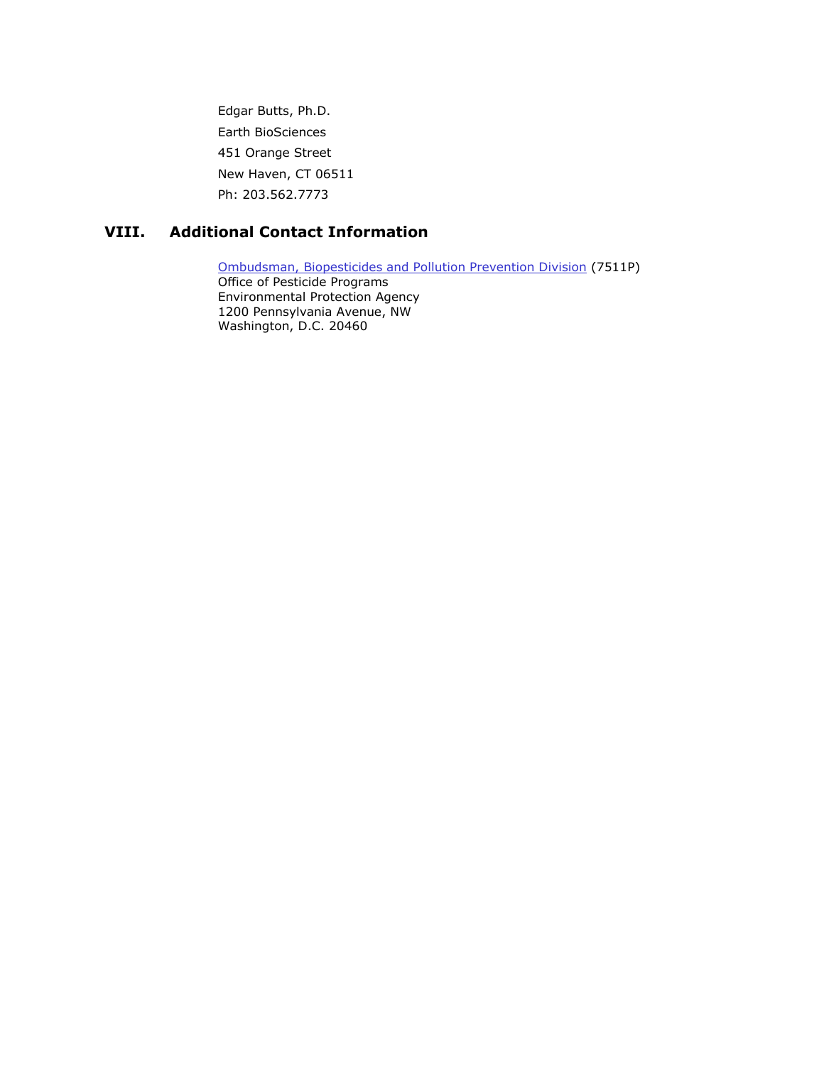Edgar Butts, Ph.D.

Earth BioSciences

451 Orange Street

New Haven, CT 06511

Ph: 203.562.7773

## VIII. Additional Contact Information

Ombudsman, Biopesticides and Pollution Prevention Division (7511P)
Office of Pesticide Programs
Environmental Protection Agency
1200 Pennsylvania Avenue, NW
Washington, D.C. 20460